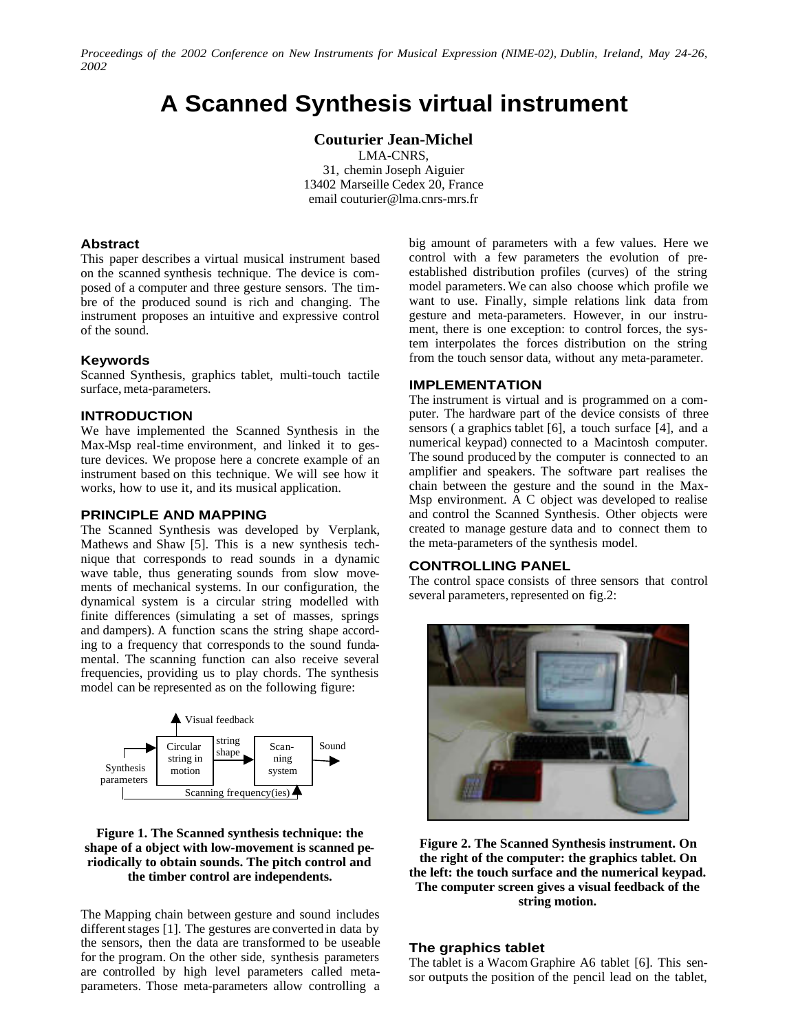# A Scanned Synthesis virtual instrument

**Couturier Jean-Michel**
LMA-CNRS,
31, chemin Joseph Aiguier
13402 Marseille Cedex 20, France
email couturier@lma.cnrs-mrs.fr

## Abstract

This paper describes a virtual musical instrument based on the scanned synthesis technique. The device is composed of a computer and three gesture sensors. The timbre of the produced sound is rich and changing. The instrument proposes an intuitive and expressive control of the sound.

## Keywords

Scanned Synthesis, graphics tablet, multi-touch tactile surface, meta-parameters.

## INTRODUCTION

We have implemented the Scanned Synthesis in the Max-Msp real-time environment, and linked it to gesture devices. We propose here a concrete example of an instrument based on this technique. We will see how it works, how to use it, and its musical application.

## PRINCIPLE AND MAPPING

The Scanned Synthesis was developed by Verplank, Mathews and Shaw [5]. This is a new synthesis technique that corresponds to read sounds in a dynamic wave table, thus generating sounds from slow movements of mechanical systems. In our configuration, the dynamical system is a circular string modelled with finite differences (simulating a set of masses, springs and dampers). A function scans the string shape according to a frequency that corresponds to the sound fundamental. The scanning function can also receive several frequencies, providing us to play chords. The synthesis model can be represented as on the following figure:

**Figure 1. The Scanned synthesis technique: the shape of a object with low-movement is scanned periodically to obtain sounds. The pitch control and the timber control are independents.**

The Mapping chain between gesture and sound includes different stages [1]. The gestures are converted in data by the sensors, then the data are transformed to be useable for the program. On the other side, synthesis parameters are controlled by high level parameters called meta-parameters. Those meta-parameters allow controlling a big amount of parameters with a few values. Here we control with a few parameters the evolution of pre-established distribution profiles (curves) of the string model parameters. We can also choose which profile we want to use. Finally, simple relations link data from gesture and meta-parameters. However, in our instrument, there is one exception: to control forces, the system interpolates the forces distribution on the string from the touch sensor data, without any meta-parameter.

## IMPLEMENTATION

The instrument is virtual and is programmed on a computer. The hardware part of the device consists of three sensors ( a graphics tablet [6], a touch surface [4], and a numerical keypad) connected to a Macintosh computer. The sound produced by the computer is connected to an amplifier and speakers. The software part realises the chain between the gesture and the sound in the Max-Msp environment. A C object was developed to realise and control the Scanned Synthesis. Other objects were created to manage gesture data and to connect them to the meta-parameters of the synthesis model.

## CONTROLLING PANEL

The control space consists of three sensors that control several parameters, represented on fig.2:

**Figure 2. The Scanned Synthesis instrument. On the right of the computer: the graphics tablet. On the left: the touch surface and the numerical keypad. The computer screen gives a visual feedback of the string motion.**

### The graphics tablet

The tablet is a Wacom Graphire A6 tablet [6]. This sensor outputs the position of the pencil lead on the tablet,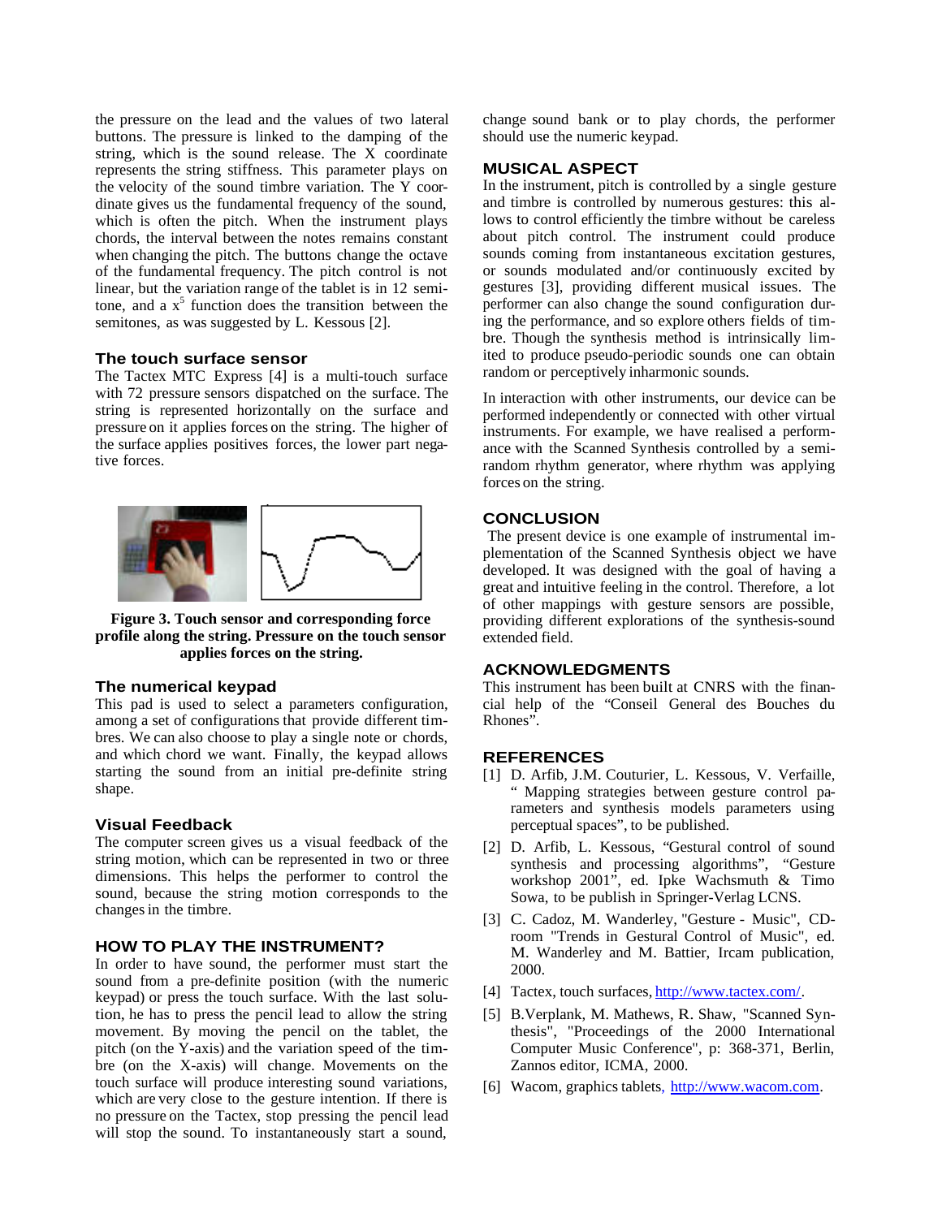the pressure on the lead and the values of two lateral buttons. The pressure is linked to the damping of the string, which is the sound release. The X coordinate represents the string stiffness. This parameter plays on the velocity of the sound timbre variation. The Y coordinate gives us the fundamental frequency of the sound, which is often the pitch. When the instrument plays chords, the interval between the notes remains constant when changing the pitch. The buttons change the octave of the fundamental frequency. The pitch control is not linear, but the variation range of the tablet is in 12 semitone, and a $x^5$ function does the transition between the semitones, as was suggested by L. Kessous [2].

### The touch surface sensor

The Tactex MTC Express [4] is a multi-touch surface with 72 pressure sensors dispatched on the surface. The string is represented horizontally on the surface and pressure on it applies forces on the string. The higher of the surface applies positives forces, the lower part negative forces.

**Figure 3. Touch sensor and corresponding force profile along the string. Pressure on the touch sensor applies forces on the string.**

### The numerical keypad

This pad is used to select a parameters configuration, among a set of configurations that provide different timbres. We can also choose to play a single note or chords, and which chord we want. Finally, the keypad allows starting the sound from an initial pre-definite string shape.

### Visual Feedback

The computer screen gives us a visual feedback of the string motion, which can be represented in two or three dimensions. This helps the performer to control the sound, because the string motion corresponds to the changes in the timbre.

## HOW TO PLAY THE INSTRUMENT?

In order to have sound, the performer must start the sound from a pre-definite position (with the numeric keypad) or press the touch surface. With the last solution, he has to press the pencil lead to allow the string movement. By moving the pencil on the tablet, the pitch (on the Y-axis) and the variation speed of the timbre (on the X-axis) will change. Movements on the touch surface will produce interesting sound variations, which are very close to the gesture intention. If there is no pressure on the Tactex, stop pressing the pencil lead will stop the sound. To instantaneously start a sound, change sound bank or to play chords, the performer should use the numeric keypad.

## MUSICAL ASPECT

In the instrument, pitch is controlled by a single gesture and timbre is controlled by numerous gestures: this allows to control efficiently the timbre without be careless about pitch control. The instrument could produce sounds coming from instantaneous excitation gestures, or sounds modulated and/or continuously excited by gestures [3], providing different musical issues. The performer can also change the sound configuration during the performance, and so explore others fields of timbre. Though the synthesis method is intrinsically limited to produce pseudo-periodic sounds one can obtain random or perceptively inharmonic sounds.

In interaction with other instruments, our device can be performed independently or connected with other virtual instruments. For example, we have realised a performance with the Scanned Synthesis controlled by a semi-random rhythm generator, where rhythm was applying forces on the string.

## CONCLUSION

The present device is one example of instrumental implementation of the Scanned Synthesis object we have developed. It was designed with the goal of having a great and intuitive feeling in the control. Therefore, a lot of other mappings with gesture sensors are possible, providing different explorations of the synthesis-sound extended field.

## ACKNOWLEDGMENTS

This instrument has been built at CNRS with the financial help of the "Conseil General des Bouches du Rhones".

## REFERENCES

[1] D. Arfib, J.M. Couturier, L. Kessous, V. Verfaille, " Mapping strategies between gesture control parameters and synthesis models parameters using perceptual spaces", to be published.

[2] D. Arfib, L. Kessous, "Gestural control of sound synthesis and processing algorithms", "Gesture workshop 2001", ed. Ipke Wachsmuth & Timo Sowa, to be publish in Springer-Verlag LCNS.

[3] C. Cadoz, M. Wanderley, "Gesture - Music", CD-room "Trends in Gestural Control of Music", ed. M. Wanderley and M. Battier, Ircam publication, 2000.

[4] Tactex, touch surfaces, http://www.tactex.com/.

[5] B.Verplank, M. Mathews, R. Shaw, "Scanned Synthesis", "Proceedings of the 2000 International Computer Music Conference", p: 368-371, Berlin, Zannos editor, ICMA, 2000.

[6] Wacom, graphics tablets, http://www.wacom.com.